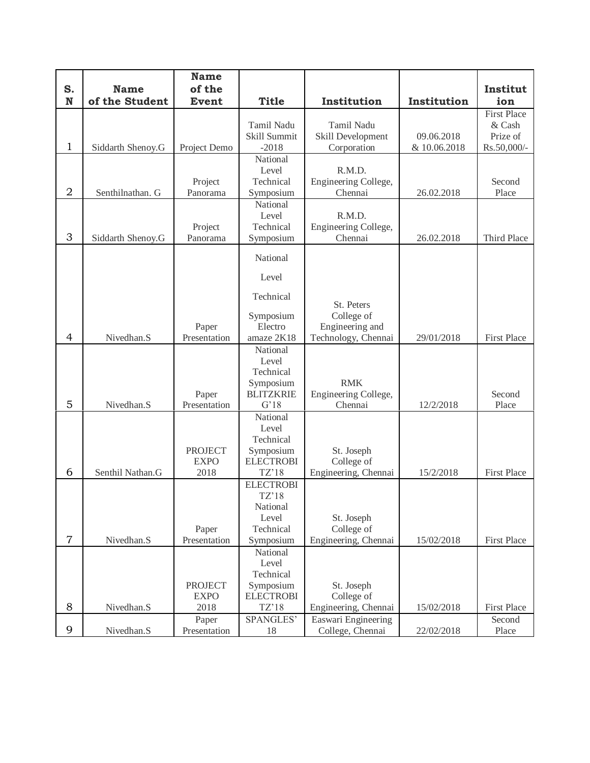| S. N | Name of the Student | Name of the Event | Title | Institution | Institution | Institution |
|---|---|---|---|---|---|---|
| 1 | Siddarth Shenoy.G | Project Demo | Tamil Nadu Skill Summit -2018 | Tamil Nadu Skill Development Corporation | 09.06.2018 & 10.06.2018 | First Place & Cash Prize of Rs.50,000/- |
| 2 | Senthilnathan. G | Project Panorama | National Level Technical Symposium | R.M.D. Engineering College, Chennai | 26.02.2018 | Second Place |
| 3 | Siddarth Shenoy.G | Project Panorama | National Level Technical Symposium | R.M.D. Engineering College, Chennai | 26.02.2018 | Third Place |
| 4 | Nivedhan.S | Paper Presentation | National Level Technical Symposium Electro amaze 2K18 | St. Peters College of Engineering and Technology, Chennai | 29/01/2018 | First Place |
| 5 | Nivedhan.S | Paper Presentation | National Level Technical Symposium BLITZKRIEG'18 | RMK Engineering College, Chennai | 12/2/2018 | Second Place |
| 6 | Senthil Nathan.G | PROJECT EXPO 2018 | National Level Technical Symposium ELECTROBITZ'18 | St. Joseph College of Engineering, Chennai | 15/2/2018 | First Place |
| 7 | Nivedhan.S | Paper Presentation | ELECTROBITZ'18 National Level Technical Symposium | St. Joseph College of Engineering, Chennai | 15/02/2018 | First Place |
| 8 | Nivedhan.S | PROJECT EXPO 2018 | National Level Technical Symposium ELECTROBITZ'18 | St. Joseph College of Engineering, Chennai | 15/02/2018 | First Place |
| 9 | Nivedhan.S | Paper Presentation | SPANGLES' 18 | Easwari Engineering College, Chennai | 22/02/2018 | Second Place |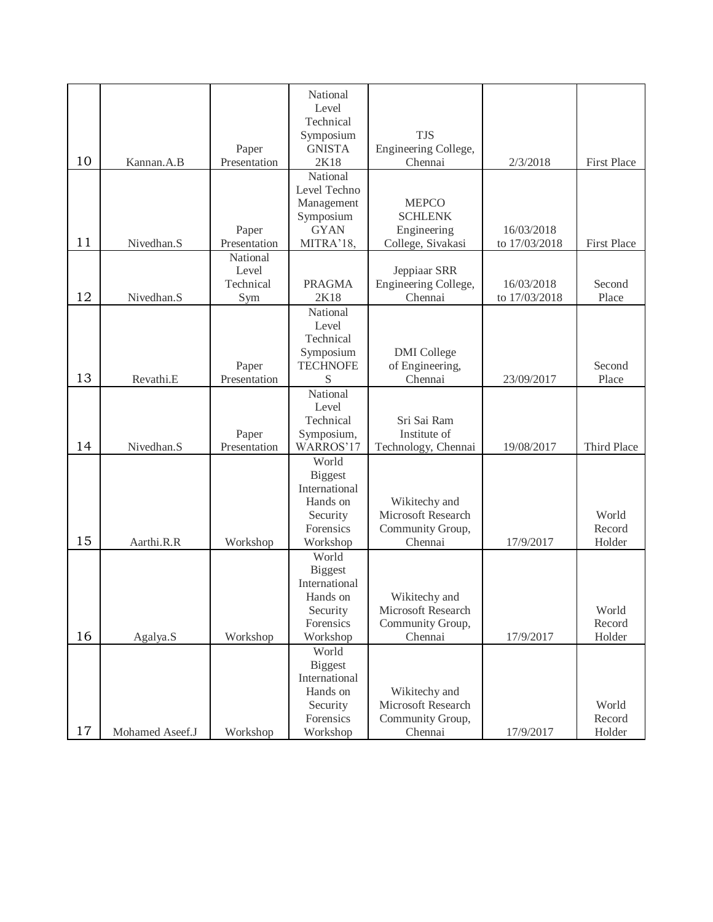| | | | | | | |
|---|---|---|---|---|---|---|
| 10 | Kannan.A.B | Paper Presentation | National Level Technical Symposium GNISTA 2K18 | TJS Engineering College, Chennai | 2/3/2018 | First Place |
| 11 | Nivedhan.S | Paper Presentation | National Level Techno Management Symposium GYAN MITRA'18, | MEPCO SCHLENK Engineering College, Sivakasi | 16/03/2018 to 17/03/2018 | First Place |
| 12 | Nivedhan.S | National Level Technical Sym | PRAGMA 2K18 | Jeppiaar SRR Engineering College, Chennai | 16/03/2018 to 17/03/2018 | Second Place |
| 13 | Revathi.E | Paper Presentation | National Level Technical Symposium TECHNOFES | DMI College of Engineering, Chennai | 23/09/2017 | Second Place |
| 14 | Nivedhan.S | Paper Presentation | National Level Technical Symposium, WARROS'17 | Sri Sai Ram Institute of Technology, Chennai | 19/08/2017 | Third Place |
| 15 | Aarthi.R.R | Workshop | World Biggest International Hands on Security Forensics Workshop | Wikitechy and Microsoft Research Community Group, Chennai | 17/9/2017 | World Record Holder |
| 16 | Agalya.S | Workshop | World Biggest International Hands on Security Forensics Workshop | Wikitechy and Microsoft Research Community Group, Chennai | 17/9/2017 | World Record Holder |
| 17 | Mohamed Aseef.J | Workshop | World Biggest International Hands on Security Forensics Workshop | Wikitechy and Microsoft Research Community Group, Chennai | 17/9/2017 | World Record Holder |